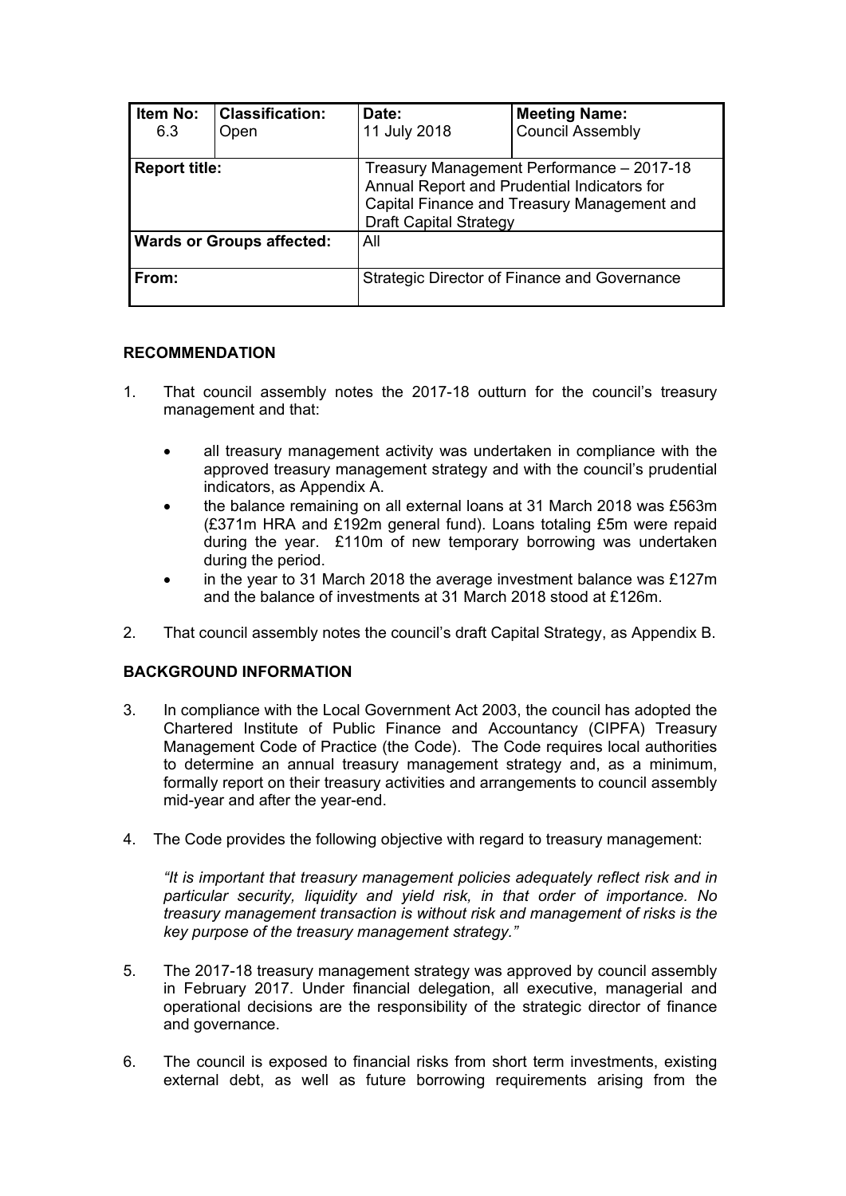| Item No: 6.3 | Classification: Open | Date: 11 July 2018 | Meeting Name: Council Assembly |
|---|---|---|---|
| **Report title:** | | Treasury Management Performance – 2017-18 Annual Report and Prudential Indicators for Capital Finance and Treasury Management and Draft Capital Strategy | |
| **Wards or Groups affected:** | | All | |
| **From:** | | Strategic Director of Finance and Governance | |

## RECOMMENDATION

1. That council assembly notes the 2017-18 outturn for the council's treasury management and that:

   - all treasury management activity was undertaken in compliance with the approved treasury management strategy and with the council's prudential indicators, as Appendix A.
   - the balance remaining on all external loans at 31 March 2018 was £563m (£371m HRA and £192m general fund). Loans totaling £5m were repaid during the year. £110m of new temporary borrowing was undertaken during the period.
   - in the year to 31 March 2018 the average investment balance was £127m and the balance of investments at 31 March 2018 stood at £126m.

2. That council assembly notes the council's draft Capital Strategy, as Appendix B.

## BACKGROUND INFORMATION

3. In compliance with the Local Government Act 2003, the council has adopted the Chartered Institute of Public Finance and Accountancy (CIPFA) Treasury Management Code of Practice (the Code). The Code requires local authorities to determine an annual treasury management strategy and, as a minimum, formally report on their treasury activities and arrangements to council assembly mid-year and after the year-end.

4. The Code provides the following objective with regard to treasury management:

   *"It is important that treasury management policies adequately reflect risk and in particular security, liquidity and yield risk, in that order of importance. No treasury management transaction is without risk and management of risks is the key purpose of the treasury management strategy."*

5. The 2017-18 treasury management strategy was approved by council assembly in February 2017. Under financial delegation, all executive, managerial and operational decisions are the responsibility of the strategic director of finance and governance.

6. The council is exposed to financial risks from short term investments, existing external debt, as well as future borrowing requirements arising from the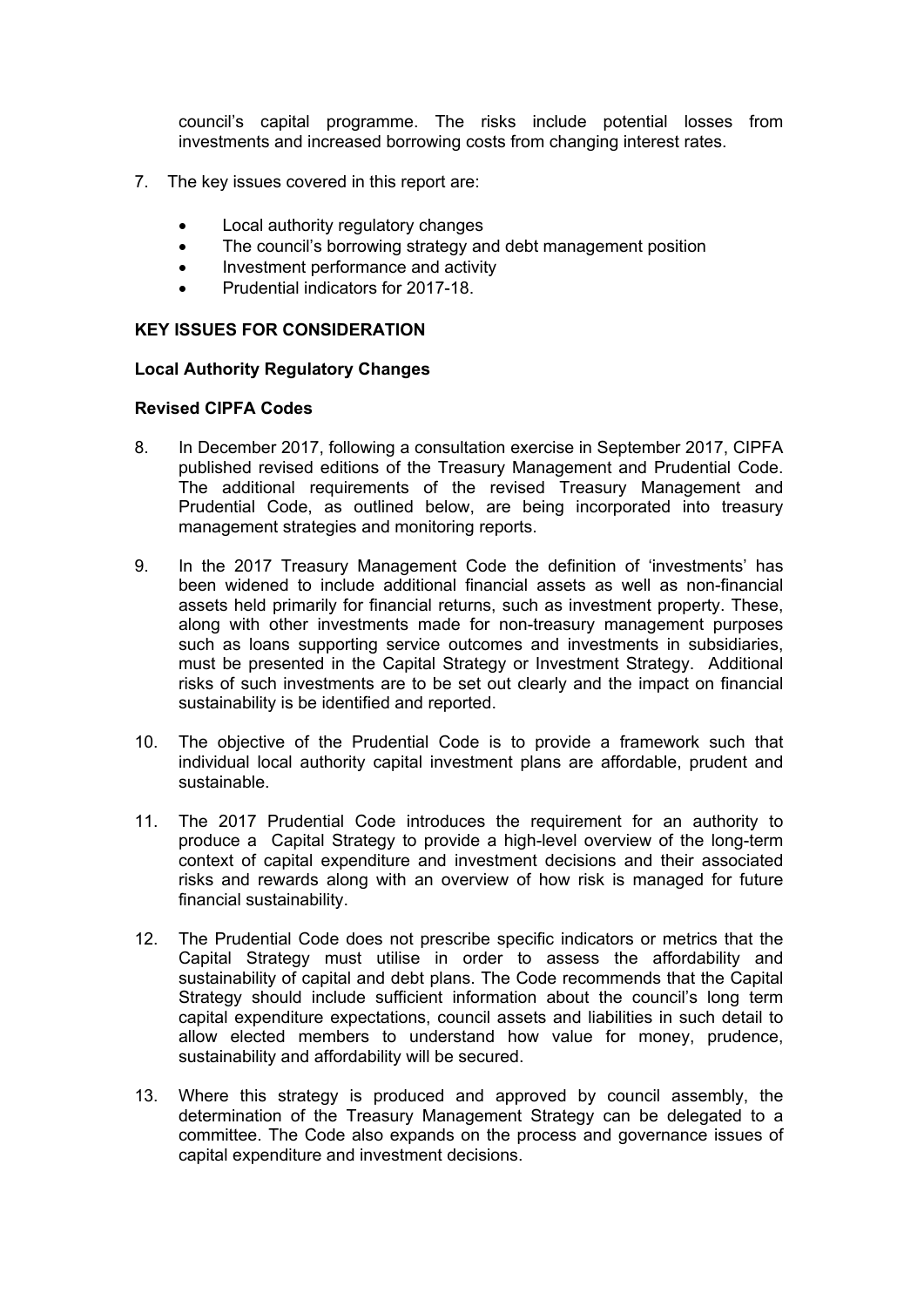council's capital programme. The risks include potential losses from investments and increased borrowing costs from changing interest rates.

7. The key issues covered in this report are:

   - Local authority regulatory changes
   - The council's borrowing strategy and debt management position
   - Investment performance and activity
   - Prudential indicators for 2017-18.

**KEY ISSUES FOR CONSIDERATION**

**Local Authority Regulatory Changes**

**Revised CIPFA Codes**

8. In December 2017, following a consultation exercise in September 2017, CIPFA published revised editions of the Treasury Management and Prudential Code. The additional requirements of the revised Treasury Management and Prudential Code, as outlined below, are being incorporated into treasury management strategies and monitoring reports.

9. In the 2017 Treasury Management Code the definition of 'investments' has been widened to include additional financial assets as well as non-financial assets held primarily for financial returns, such as investment property. These, along with other investments made for non-treasury management purposes such as loans supporting service outcomes and investments in subsidiaries, must be presented in the Capital Strategy or Investment Strategy. Additional risks of such investments are to be set out clearly and the impact on financial sustainability is be identified and reported.

10. The objective of the Prudential Code is to provide a framework such that individual local authority capital investment plans are affordable, prudent and sustainable.

11. The 2017 Prudential Code introduces the requirement for an authority to produce a Capital Strategy to provide a high-level overview of the long-term context of capital expenditure and investment decisions and their associated risks and rewards along with an overview of how risk is managed for future financial sustainability.

12. The Prudential Code does not prescribe specific indicators or metrics that the Capital Strategy must utilise in order to assess the affordability and sustainability of capital and debt plans. The Code recommends that the Capital Strategy should include sufficient information about the council's long term capital expenditure expectations, council assets and liabilities in such detail to allow elected members to understand how value for money, prudence, sustainability and affordability will be secured.

13. Where this strategy is produced and approved by council assembly, the determination of the Treasury Management Strategy can be delegated to a committee. The Code also expands on the process and governance issues of capital expenditure and investment decisions.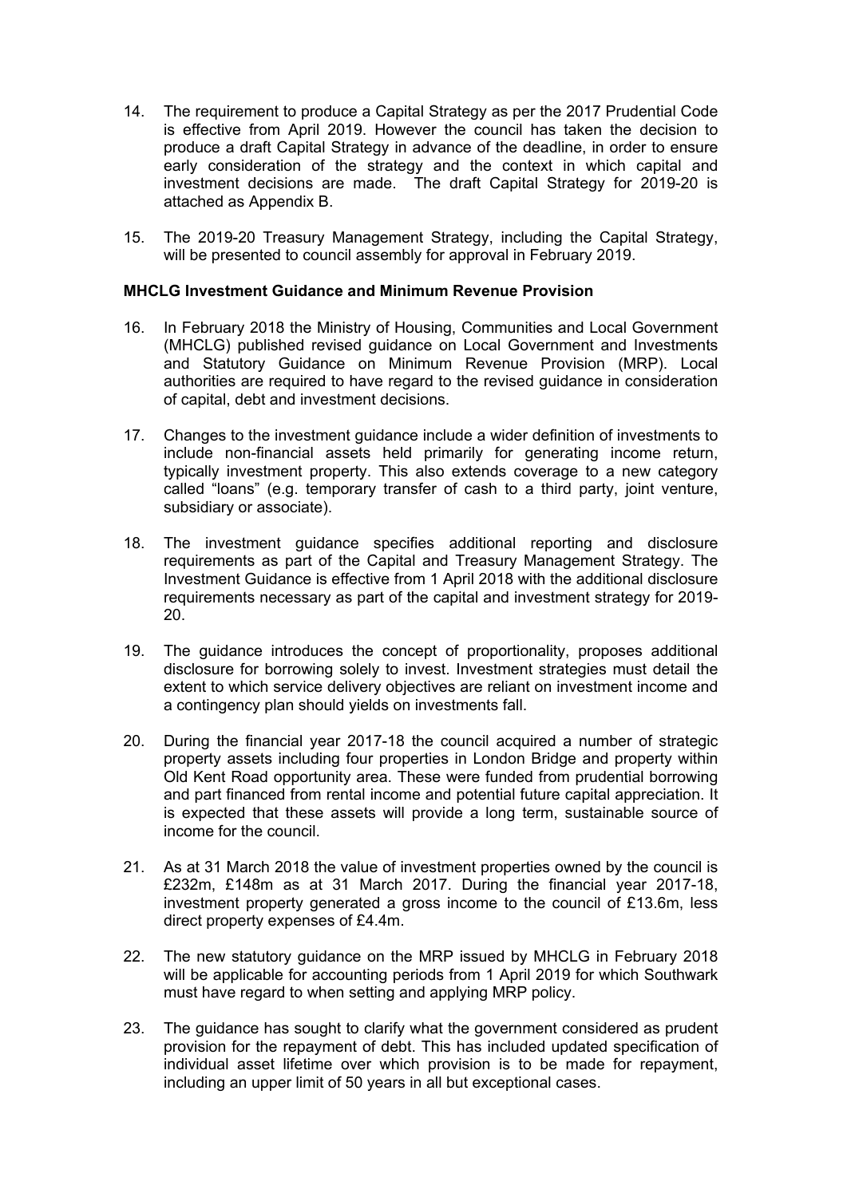14. The requirement to produce a Capital Strategy as per the 2017 Prudential Code is effective from April 2019. However the council has taken the decision to produce a draft Capital Strategy in advance of the deadline, in order to ensure early consideration of the strategy and the context in which capital and investment decisions are made. The draft Capital Strategy for 2019-20 is attached as Appendix B.

15. The 2019-20 Treasury Management Strategy, including the Capital Strategy, will be presented to council assembly for approval in February 2019.

**MHCLG Investment Guidance and Minimum Revenue Provision**

16. In February 2018 the Ministry of Housing, Communities and Local Government (MHCLG) published revised guidance on Local Government and Investments and Statutory Guidance on Minimum Revenue Provision (MRP). Local authorities are required to have regard to the revised guidance in consideration of capital, debt and investment decisions.

17. Changes to the investment guidance include a wider definition of investments to include non-financial assets held primarily for generating income return, typically investment property. This also extends coverage to a new category called "loans" (e.g. temporary transfer of cash to a third party, joint venture, subsidiary or associate).

18. The investment guidance specifies additional reporting and disclosure requirements as part of the Capital and Treasury Management Strategy. The Investment Guidance is effective from 1 April 2018 with the additional disclosure requirements necessary as part of the capital and investment strategy for 2019-20.

19. The guidance introduces the concept of proportionality, proposes additional disclosure for borrowing solely to invest. Investment strategies must detail the extent to which service delivery objectives are reliant on investment income and a contingency plan should yields on investments fall.

20. During the financial year 2017-18 the council acquired a number of strategic property assets including four properties in London Bridge and property within Old Kent Road opportunity area. These were funded from prudential borrowing and part financed from rental income and potential future capital appreciation. It is expected that these assets will provide a long term, sustainable source of income for the council.

21. As at 31 March 2018 the value of investment properties owned by the council is £232m, £148m as at 31 March 2017. During the financial year 2017-18, investment property generated a gross income to the council of £13.6m, less direct property expenses of £4.4m.

22. The new statutory guidance on the MRP issued by MHCLG in February 2018 will be applicable for accounting periods from 1 April 2019 for which Southwark must have regard to when setting and applying MRP policy.

23. The guidance has sought to clarify what the government considered as prudent provision for the repayment of debt. This has included updated specification of individual asset lifetime over which provision is to be made for repayment, including an upper limit of 50 years in all but exceptional cases.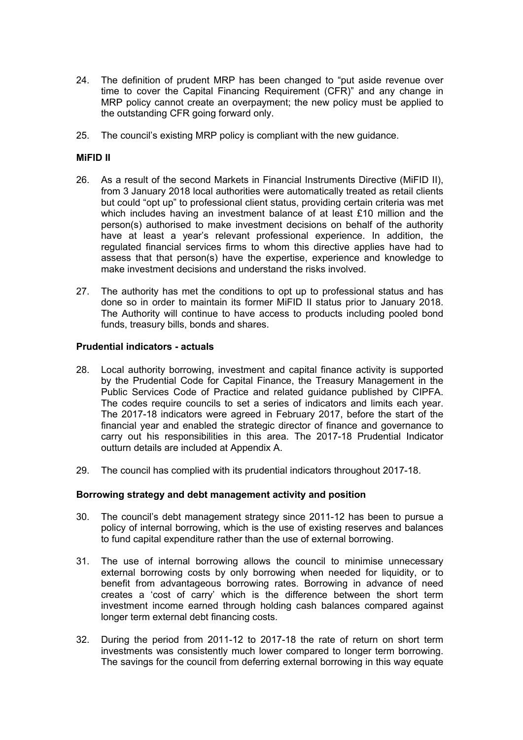24. The definition of prudent MRP has been changed to "put aside revenue over time to cover the Capital Financing Requirement (CFR)" and any change in MRP policy cannot create an overpayment; the new policy must be applied to the outstanding CFR going forward only.

25. The council's existing MRP policy is compliant with the new guidance.

**MiFID II**

26. As a result of the second Markets in Financial Instruments Directive (MiFID II), from 3 January 2018 local authorities were automatically treated as retail clients but could "opt up" to professional client status, providing certain criteria was met which includes having an investment balance of at least £10 million and the person(s) authorised to make investment decisions on behalf of the authority have at least a year's relevant professional experience. In addition, the regulated financial services firms to whom this directive applies have had to assess that that person(s) have the expertise, experience and knowledge to make investment decisions and understand the risks involved.

27. The authority has met the conditions to opt up to professional status and has done so in order to maintain its former MiFID II status prior to January 2018. The Authority will continue to have access to products including pooled bond funds, treasury bills, bonds and shares.

**Prudential indicators - actuals**

28. Local authority borrowing, investment and capital finance activity is supported by the Prudential Code for Capital Finance, the Treasury Management in the Public Services Code of Practice and related guidance published by CIPFA. The codes require councils to set a series of indicators and limits each year. The 2017-18 indicators were agreed in February 2017, before the start of the financial year and enabled the strategic director of finance and governance to carry out his responsibilities in this area. The 2017-18 Prudential Indicator outturn details are included at Appendix A.

29. The council has complied with its prudential indicators throughout 2017-18.

**Borrowing strategy and debt management activity and position**

30. The council's debt management strategy since 2011-12 has been to pursue a policy of internal borrowing, which is the use of existing reserves and balances to fund capital expenditure rather than the use of external borrowing.

31. The use of internal borrowing allows the council to minimise unnecessary external borrowing costs by only borrowing when needed for liquidity, or to benefit from advantageous borrowing rates. Borrowing in advance of need creates a 'cost of carry' which is the difference between the short term investment income earned through holding cash balances compared against longer term external debt financing costs.

32. During the period from 2011-12 to 2017-18 the rate of return on short term investments was consistently much lower compared to longer term borrowing. The savings for the council from deferring external borrowing in this way equate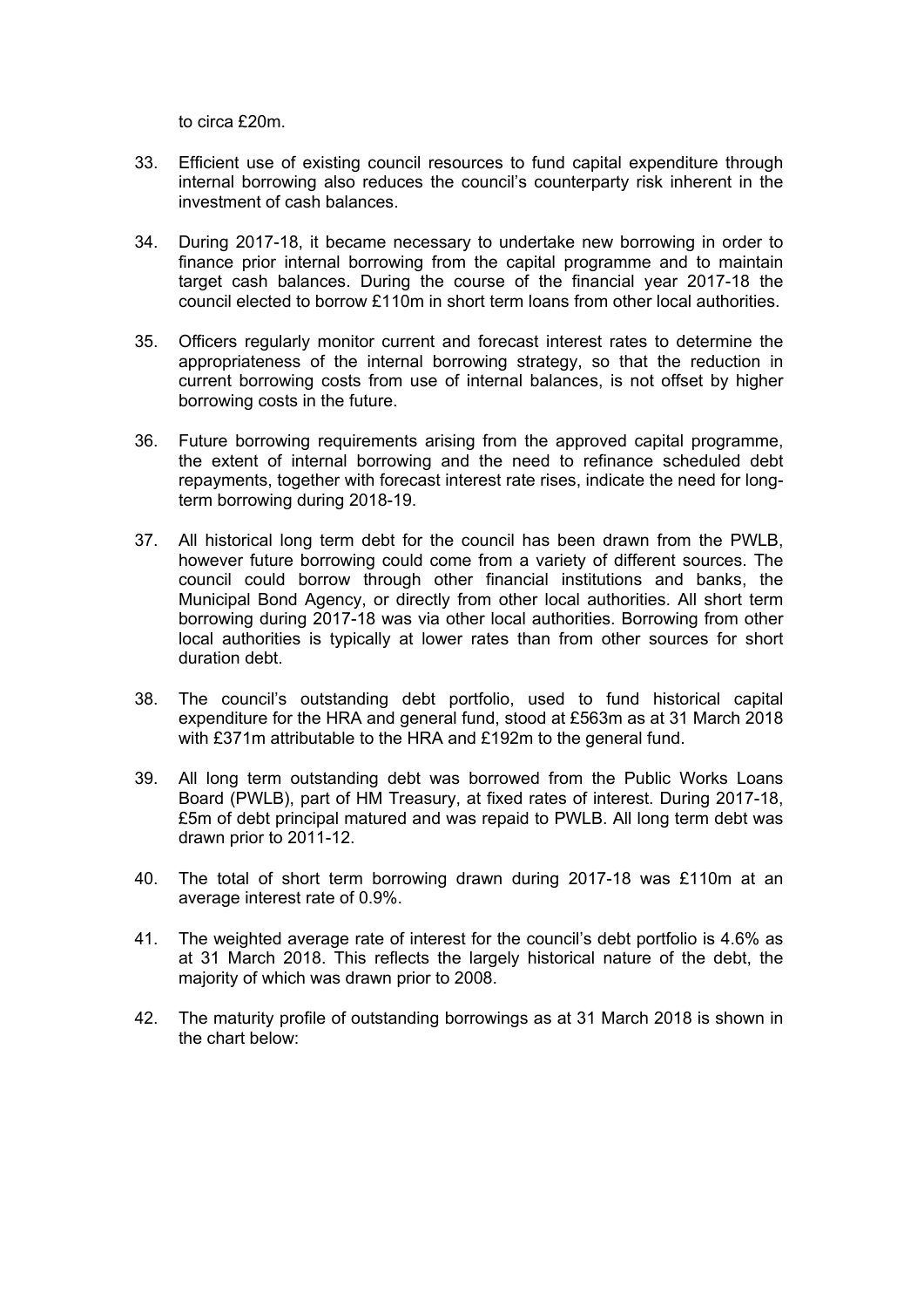to circa £20m.

33. Efficient use of existing council resources to fund capital expenditure through internal borrowing also reduces the council's counterparty risk inherent in the investment of cash balances.

34. During 2017-18, it became necessary to undertake new borrowing in order to finance prior internal borrowing from the capital programme and to maintain target cash balances. During the course of the financial year 2017-18 the council elected to borrow £110m in short term loans from other local authorities.

35. Officers regularly monitor current and forecast interest rates to determine the appropriateness of the internal borrowing strategy, so that the reduction in current borrowing costs from use of internal balances, is not offset by higher borrowing costs in the future.

36. Future borrowing requirements arising from the approved capital programme, the extent of internal borrowing and the need to refinance scheduled debt repayments, together with forecast interest rate rises, indicate the need for long-term borrowing during 2018-19.

37. All historical long term debt for the council has been drawn from the PWLB, however future borrowing could come from a variety of different sources. The council could borrow through other financial institutions and banks, the Municipal Bond Agency, or directly from other local authorities. All short term borrowing during 2017-18 was via other local authorities. Borrowing from other local authorities is typically at lower rates than from other sources for short duration debt.

38. The council's outstanding debt portfolio, used to fund historical capital expenditure for the HRA and general fund, stood at £563m as at 31 March 2018 with £371m attributable to the HRA and £192m to the general fund.

39. All long term outstanding debt was borrowed from the Public Works Loans Board (PWLB), part of HM Treasury, at fixed rates of interest. During 2017-18, £5m of debt principal matured and was repaid to PWLB. All long term debt was drawn prior to 2011-12.

40. The total of short term borrowing drawn during 2017-18 was £110m at an average interest rate of 0.9%.

41. The weighted average rate of interest for the council's debt portfolio is 4.6% as at 31 March 2018. This reflects the largely historical nature of the debt, the majority of which was drawn prior to 2008.

42. The maturity profile of outstanding borrowings as at 31 March 2018 is shown in the chart below: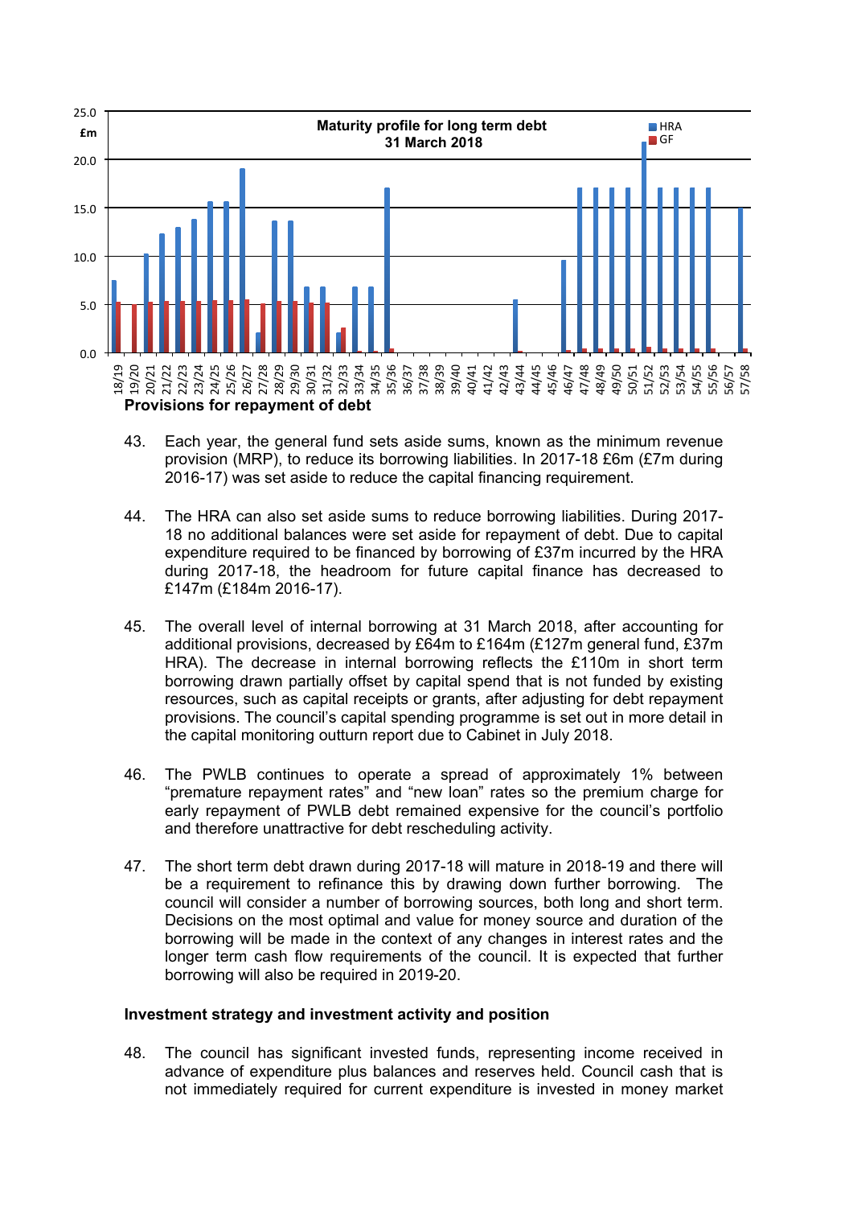**Maturity profile for long term debt**
**31 March 2018**

## Provisions for repayment of debt

43. Each year, the general fund sets aside sums, known as the minimum revenue provision (MRP), to reduce its borrowing liabilities. In 2017-18 £6m (£7m during 2016-17) was set aside to reduce the capital financing requirement.

44. The HRA can also set aside sums to reduce borrowing liabilities. During 2017-18 no additional balances were set aside for repayment of debt. Due to capital expenditure required to be financed by borrowing of £37m incurred by the HRA during 2017-18, the headroom for future capital finance has decreased to £147m (£184m 2016-17).

45. The overall level of internal borrowing at 31 March 2018, after accounting for additional provisions, decreased by £64m to £164m (£127m general fund, £37m HRA). The decrease in internal borrowing reflects the £110m in short term borrowing drawn partially offset by capital spend that is not funded by existing resources, such as capital receipts or grants, after adjusting for debt repayment provisions. The council's capital spending programme is set out in more detail in the capital monitoring outturn report due to Cabinet in July 2018.

46. The PWLB continues to operate a spread of approximately 1% between "premature repayment rates" and "new loan" rates so the premium charge for early repayment of PWLB debt remained expensive for the council's portfolio and therefore unattractive for debt rescheduling activity.

47. The short term debt drawn during 2017-18 will mature in 2018-19 and there will be a requirement to refinance this by drawing down further borrowing. The council will consider a number of borrowing sources, both long and short term. Decisions on the most optimal and value for money source and duration of the borrowing will be made in the context of any changes in interest rates and the longer term cash flow requirements of the council. It is expected that further borrowing will also be required in 2019-20.

## Investment strategy and investment activity and position

48. The council has significant invested funds, representing income received in advance of expenditure plus balances and reserves held. Council cash that is not immediately required for current expenditure is invested in money market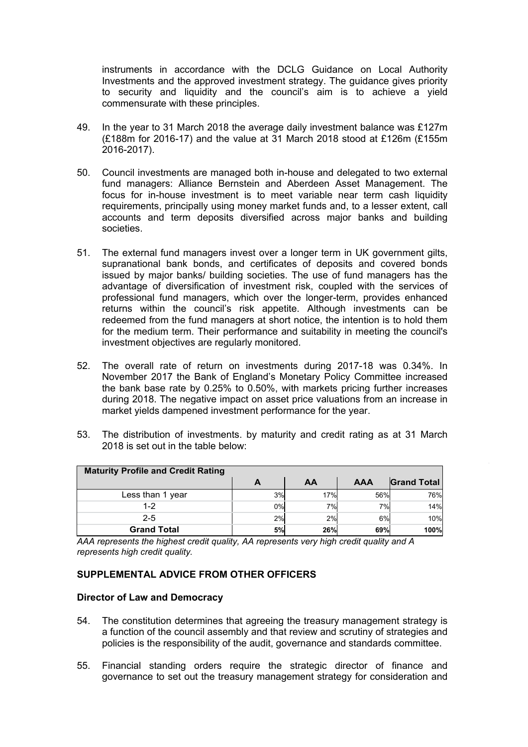instruments in accordance with the DCLG Guidance on Local Authority Investments and the approved investment strategy. The guidance gives priority to security and liquidity and the council's aim is to achieve a yield commensurate with these principles.

49. In the year to 31 March 2018 the average daily investment balance was £127m (£188m for 2016-17) and the value at 31 March 2018 stood at £126m (£155m 2016-2017).

50. Council investments are managed both in-house and delegated to two external fund managers: Alliance Bernstein and Aberdeen Asset Management. The focus for in-house investment is to meet variable near term cash liquidity requirements, principally using money market funds and, to a lesser extent, call accounts and term deposits diversified across major banks and building societies.

51. The external fund managers invest over a longer term in UK government gilts, supranational bank bonds, and certificates of deposits and covered bonds issued by major banks/ building societies. The use of fund managers has the advantage of diversification of investment risk, coupled with the services of professional fund managers, which over the longer-term, provides enhanced returns within the council's risk appetite. Although investments can be redeemed from the fund managers at short notice, the intention is to hold them for the medium term. Their performance and suitability in meeting the council's investment objectives are regularly monitored.

52. The overall rate of return on investments during 2017-18 was 0.34%. In November 2017 the Bank of England's Monetary Policy Committee increased the bank base rate by 0.25% to 0.50%, with markets pricing further increases during 2018. The negative impact on asset price valuations from an increase in market yields dampened investment performance for the year.

53. The distribution of investments. by maturity and credit rating as at 31 March 2018 is set out in the table below:

| Maturity Profile and Credit Rating | | | | |
|---|---|---|---|---|
| | A | AA | AAA | Grand Total |
| Less than 1 year | 3% | 17% | 56% | 76% |
| 1-2 | 0% | 7% | 7% | 14% |
| 2-5 | 2% | 2% | 6% | 10% |
| **Grand Total** | **5%** | **26%** | **69%** | **100%** |

*AAA represents the highest credit quality, AA represents very high credit quality and A represents high credit quality.*

## SUPPLEMENTAL ADVICE FROM OTHER OFFICERS

### Director of Law and Democracy

54. The constitution determines that agreeing the treasury management strategy is a function of the council assembly and that review and scrutiny of strategies and policies is the responsibility of the audit, governance and standards committee.

55. Financial standing orders require the strategic director of finance and governance to set out the treasury management strategy for consideration and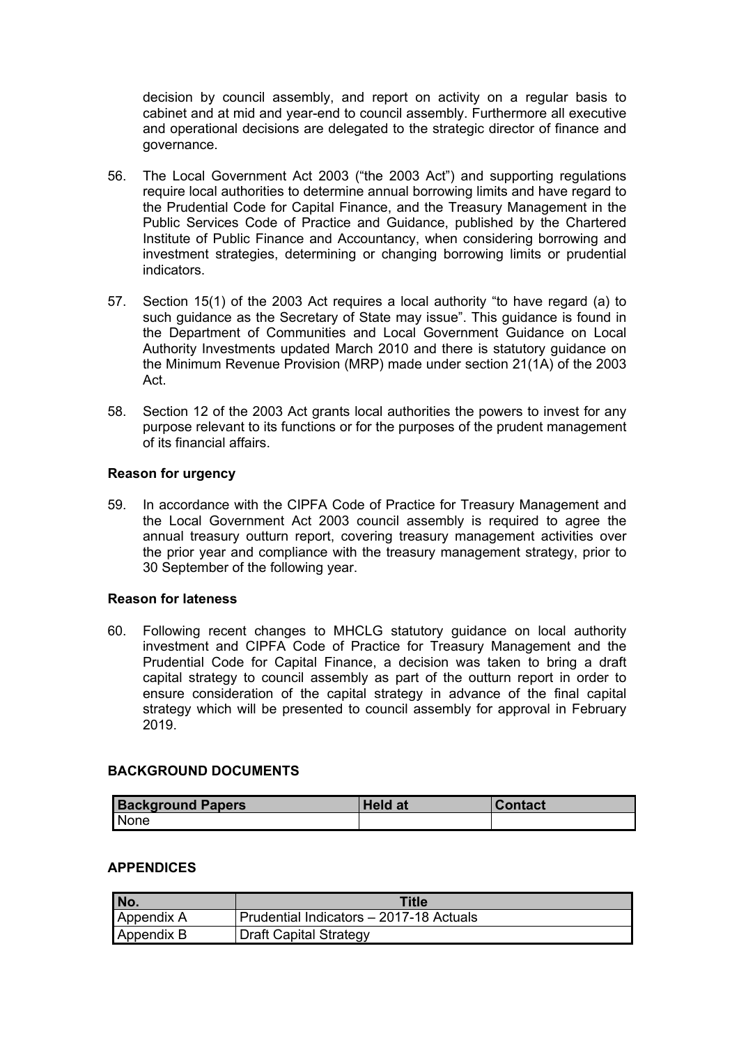decision by council assembly, and report on activity on a regular basis to cabinet and at mid and year-end to council assembly. Furthermore all executive and operational decisions are delegated to the strategic director of finance and governance.

56. The Local Government Act 2003 ("the 2003 Act") and supporting regulations require local authorities to determine annual borrowing limits and have regard to the Prudential Code for Capital Finance, and the Treasury Management in the Public Services Code of Practice and Guidance, published by the Chartered Institute of Public Finance and Accountancy, when considering borrowing and investment strategies, determining or changing borrowing limits or prudential indicators.

57. Section 15(1) of the 2003 Act requires a local authority "to have regard (a) to such guidance as the Secretary of State may issue". This guidance is found in the Department of Communities and Local Government Guidance on Local Authority Investments updated March 2010 and there is statutory guidance on the Minimum Revenue Provision (MRP) made under section 21(1A) of the 2003 Act.

58. Section 12 of the 2003 Act grants local authorities the powers to invest for any purpose relevant to its functions or for the purposes of the prudent management of its financial affairs.

**Reason for urgency**

59. In accordance with the CIPFA Code of Practice for Treasury Management and the Local Government Act 2003 council assembly is required to agree the annual treasury outturn report, covering treasury management activities over the prior year and compliance with the treasury management strategy, prior to 30 September of the following year.

**Reason for lateness**

60. Following recent changes to MHCLG statutory guidance on local authority investment and CIPFA Code of Practice for Treasury Management and the Prudential Code for Capital Finance, a decision was taken to bring a draft capital strategy to council assembly as part of the outturn report in order to ensure consideration of the capital strategy in advance of the final capital strategy which will be presented to council assembly for approval in February 2019.

## BACKGROUND DOCUMENTS

| Background Papers | Held at | Contact |
|---|---|---|
| None | | |

## APPENDICES

| No. | Title |
|---|---|
| Appendix A | Prudential Indicators – 2017-18 Actuals |
| Appendix B | Draft Capital Strategy |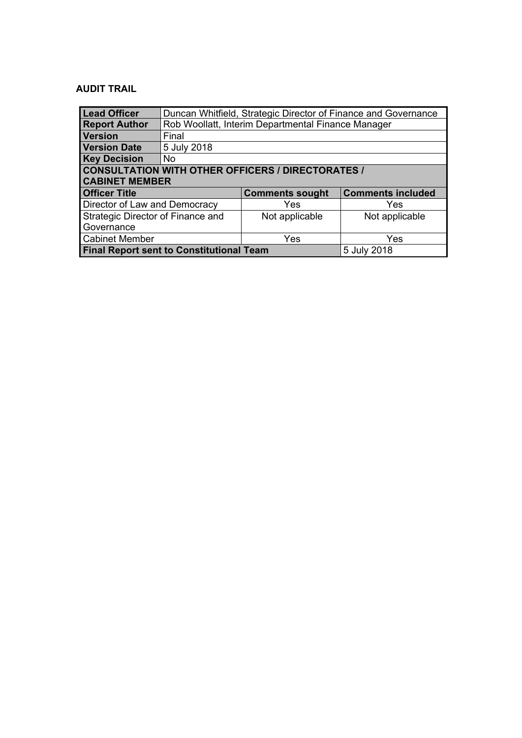## AUDIT TRAIL

| Lead Officer | Duncan Whitfield, Strategic Director of Finance and Governance | | |
|---|---|---|---|
| Report Author | Rob Woollatt, Interim Departmental Finance Manager | | |
| Version | Final | | |
| Version Date | 5 July 2018 | | |
| Key Decision | No | | |
| **CONSULTATION WITH OTHER OFFICERS / DIRECTORATES / CABINET MEMBER** | | | |
| **Officer Title** | | **Comments sought** | **Comments included** |
| Director of Law and Democracy | | Yes | Yes |
| Strategic Director of Finance and Governance | | Not applicable | Not applicable |
| Cabinet Member | | Yes | Yes |
| **Final Report sent to Constitutional Team** | | | 5 July 2018 |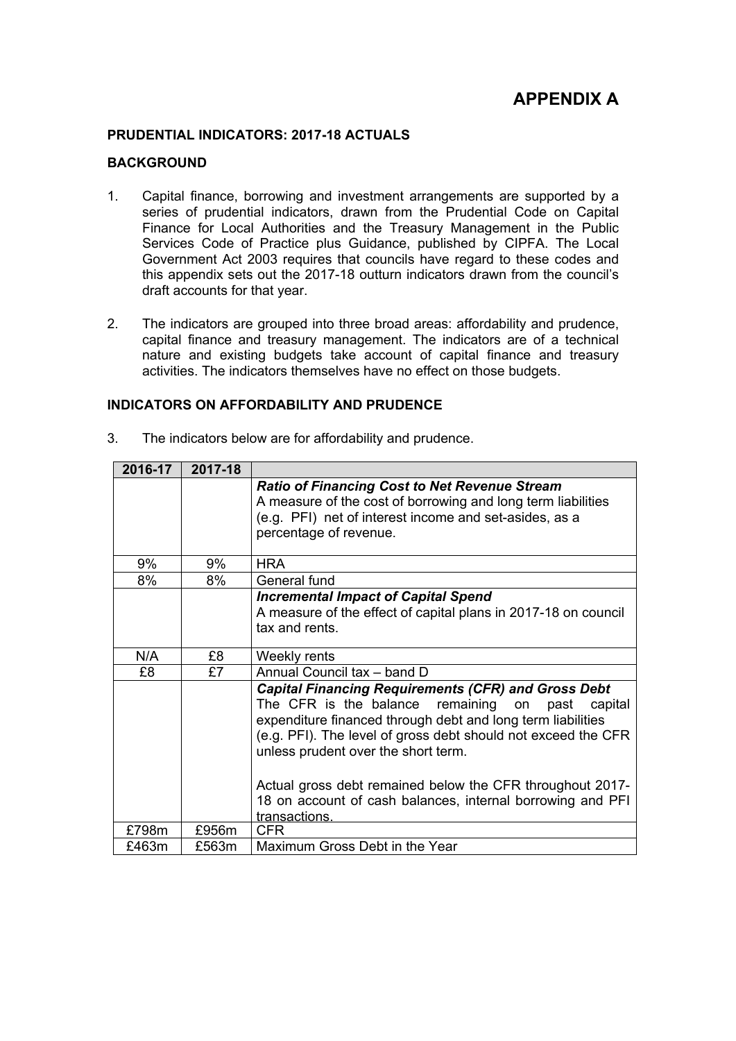# APPENDIX A

**PRUDENTIAL INDICATORS: 2017-18 ACTUALS**

**BACKGROUND**

1. Capital finance, borrowing and investment arrangements are supported by a series of prudential indicators, drawn from the Prudential Code on Capital Finance for Local Authorities and the Treasury Management in the Public Services Code of Practice plus Guidance, published by CIPFA. The Local Government Act 2003 requires that councils have regard to these codes and this appendix sets out the 2017-18 outturn indicators drawn from the council's draft accounts for that year.

2. The indicators are grouped into three broad areas: affordability and prudence, capital finance and treasury management. The indicators are of a technical nature and existing budgets take account of capital finance and treasury activities. The indicators themselves have no effect on those budgets.

**INDICATORS ON AFFORDABILITY AND PRUDENCE**

3. The indicators below are for affordability and prudence.

| 2016-17 | 2017-18 | |
|---|---|---|
| | | ***Ratio of Financing Cost to Net Revenue Stream*** A measure of the cost of borrowing and long term liabilities (e.g. PFI) net of interest income and set-asides, as a percentage of revenue. |
| 9% | 9% | HRA |
| 8% | 8% | General fund |
| | | ***Incremental Impact of Capital Spend*** A measure of the effect of capital plans in 2017-18 on council tax and rents. |
| N/A | £8 | Weekly rents |
| £8 | £7 | Annual Council tax – band D |
| | | ***Capital Financing Requirements (CFR) and Gross Debt*** The CFR is the balance remaining on past capital expenditure financed through debt and long term liabilities (e.g. PFI). The level of gross debt should not exceed the CFR unless prudent over the short term. Actual gross debt remained below the CFR throughout 2017-18 on account of cash balances, internal borrowing and PFI transactions. |
| £798m | £956m | CFR |
| £463m | £563m | Maximum Gross Debt in the Year |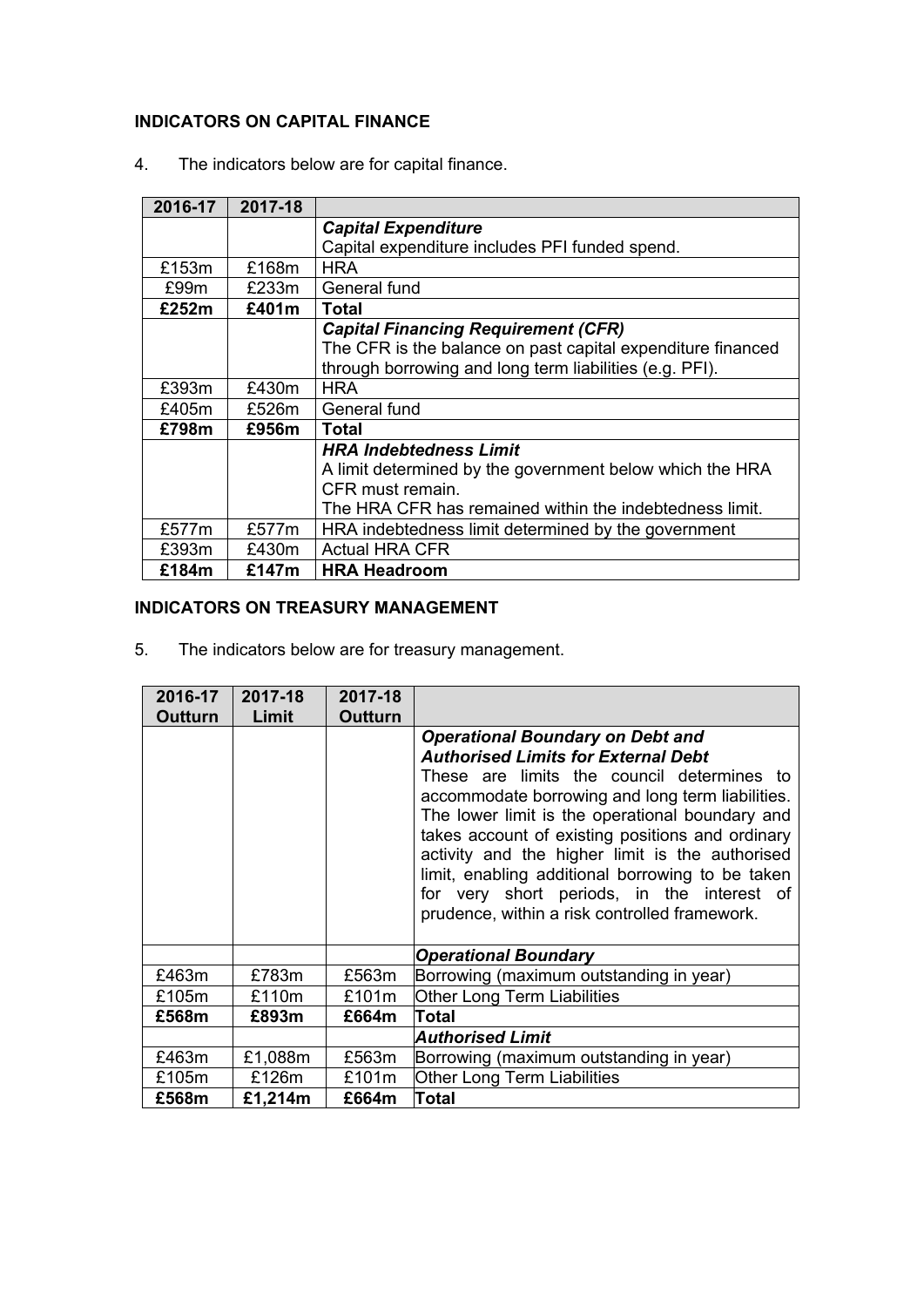**INDICATORS ON CAPITAL FINANCE**

4. The indicators below are for capital finance.

| 2016-17 | 2017-18 | |
|---|---|---|
| | | ***Capital Expenditure***<br>Capital expenditure includes PFI funded spend. |
| £153m | £168m | HRA |
| £99m | £233m | General fund |
| **£252m** | **£401m** | **Total** |
| | | ***Capital Financing Requirement (CFR)***<br>The CFR is the balance on past capital expenditure financed through borrowing and long term liabilities (e.g. PFI). |
| £393m | £430m | HRA |
| £405m | £526m | General fund |
| **£798m** | **£956m** | **Total** |
| | | ***HRA Indebtedness Limit***<br>A limit determined by the government below which the HRA CFR must remain.<br>The HRA CFR has remained within the indebtedness limit. |
| £577m | £577m | HRA indebtedness limit determined by the government |
| £393m | £430m | Actual HRA CFR |
| **£184m** | **£147m** | **HRA Headroom** |

**INDICATORS ON TREASURY MANAGEMENT**

5. The indicators below are for treasury management.

| 2016-17 Outturn | 2017-18 Limit | 2017-18 Outturn | |
|---|---|---|---|
| | | | ***Operational Boundary on Debt and Authorised Limits for External Debt***<br>These are limits the council determines to accommodate borrowing and long term liabilities. The lower limit is the operational boundary and takes account of existing positions and ordinary activity and the higher limit is the authorised limit, enabling additional borrowing to be taken for very short periods, in the interest of prudence, within a risk controlled framework. |
| | | | ***Operational Boundary*** |
| £463m | £783m | £563m | Borrowing (maximum outstanding in year) |
| £105m | £110m | £101m | Other Long Term Liabilities |
| **£568m** | **£893m** | **£664m** | **Total** |
| | | | ***Authorised Limit*** |
| £463m | £1,088m | £563m | Borrowing (maximum outstanding in year) |
| £105m | £126m | £101m | Other Long Term Liabilities |
| **£568m** | **£1,214m** | **£664m** | **Total** |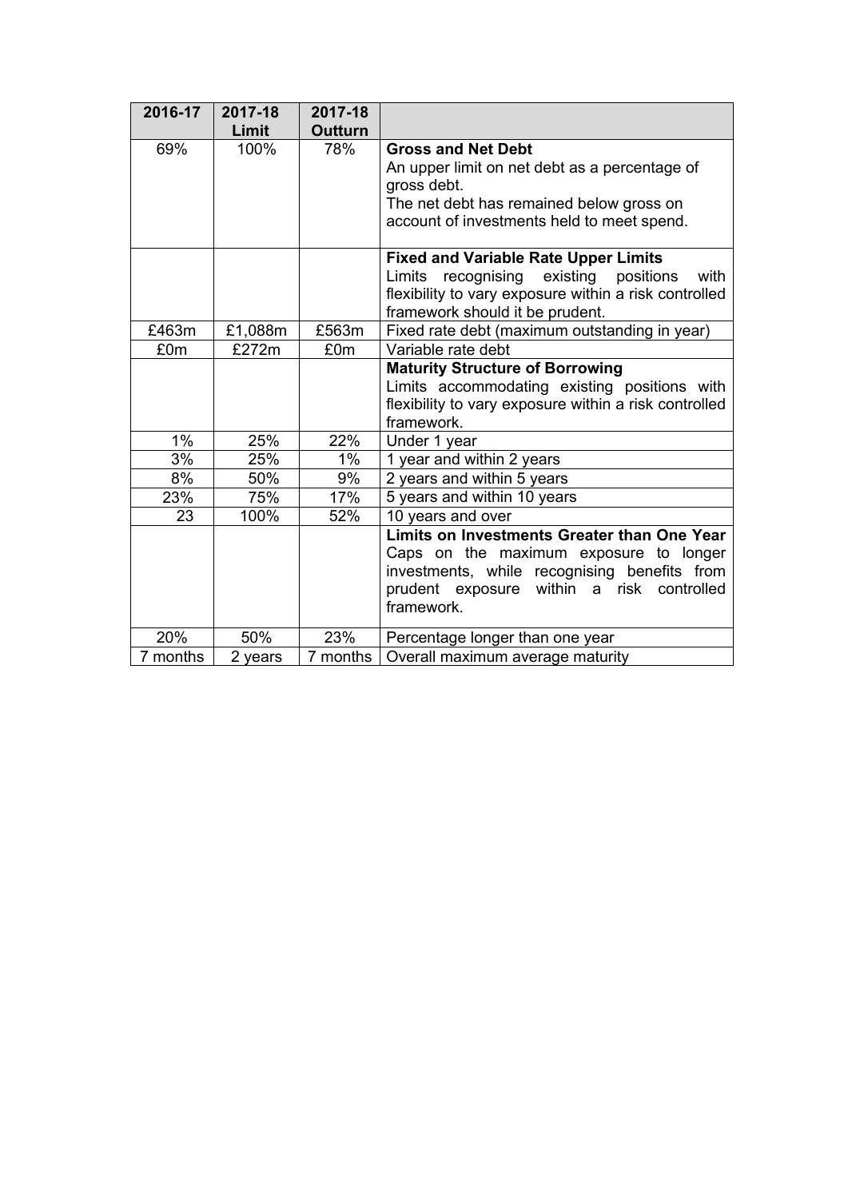| 2016-17 | 2017-18 Limit | 2017-18 Outturn | |
|---|---|---|---|
| 69% | 100% | 78% | **Gross and Net Debt**<br>An upper limit on net debt as a percentage of gross debt.<br>The net debt has remained below gross on account of investments held to meet spend. |
| | | | **Fixed and Variable Rate Upper Limits**<br>Limits recognising existing positions with flexibility to vary exposure within a risk controlled framework should it be prudent. |
| £463m | £1,088m | £563m | Fixed rate debt (maximum outstanding in year) |
| £0m | £272m | £0m | Variable rate debt |
| | | | **Maturity Structure of Borrowing**<br>Limits accommodating existing positions with flexibility to vary exposure within a risk controlled framework. |
| 1% | 25% | 22% | Under 1 year |
| 3% | 25% | 1% | 1 year and within 2 years |
| 8% | 50% | 9% | 2 years and within 5 years |
| 23% | 75% | 17% | 5 years and within 10 years |
| 23 | 100% | 52% | 10 years and over |
| | | | **Limits on Investments Greater than One Year**<br>Caps on the maximum exposure to longer investments, while recognising benefits from prudent exposure within a risk controlled framework. |
| 20% | 50% | 23% | Percentage longer than one year |
| 7 months | 2 years | 7 months | Overall maximum average maturity |